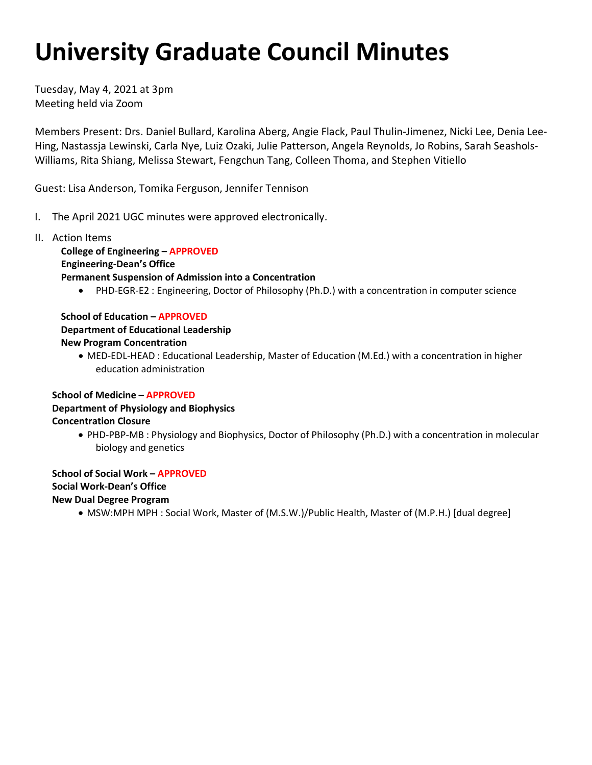# University Graduate Council Minutes

Tuesday, May 4, 2021 at 3pm
Meeting held via Zoom

Members Present: Drs. Daniel Bullard, Karolina Aberg, Angie Flack, Paul Thulin-Jimenez, Nicki Lee, Denia Lee-Hing, Nastassja Lewinski, Carla Nye, Luiz Ozaki, Julie Patterson, Angela Reynolds, Jo Robins, Sarah Seashols-Williams, Rita Shiang, Melissa Stewart, Fengchun Tang, Colleen Thoma, and Stephen Vitiello

Guest: Lisa Anderson, Tomika Ferguson, Jennifer Tennison

I. The April 2021 UGC minutes were approved electronically.

II. Action Items

**College of Engineering – APPROVED**
**Engineering-Dean's Office**
**Permanent Suspension of Admission into a Concentration**

- PHD-EGR-E2 : Engineering, Doctor of Philosophy (Ph.D.) with a concentration in computer science

**School of Education – APPROVED**
**Department of Educational Leadership**
**New Program Concentration**

- MED-EDL-HEAD : Educational Leadership, Master of Education (M.Ed.) with a concentration in higher education administration

**School of Medicine – APPROVED**
**Department of Physiology and Biophysics**
**Concentration Closure**

- PHD-PBP-MB : Physiology and Biophysics, Doctor of Philosophy (Ph.D.) with a concentration in molecular biology and genetics

**School of Social Work – APPROVED**
**Social Work-Dean's Office**
**New Dual Degree Program**

- MSW:MPH MPH : Social Work, Master of (M.S.W.)/Public Health, Master of (M.P.H.) [dual degree]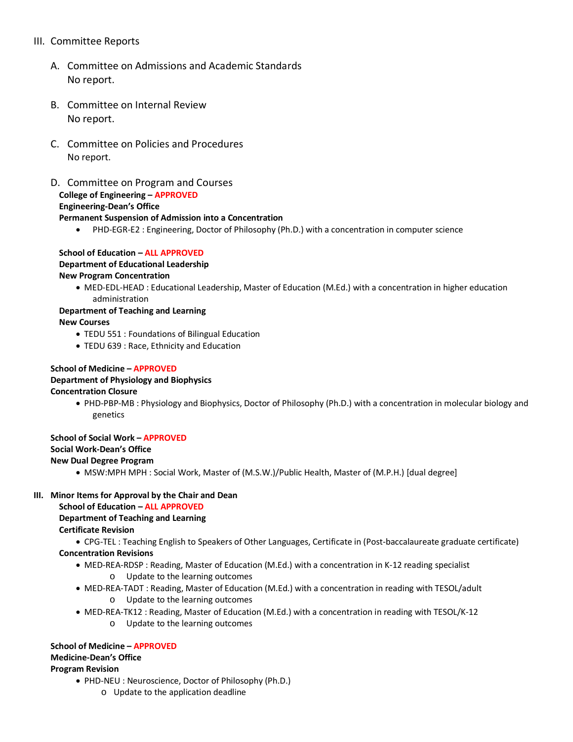## III. Committee Reports

### A. Committee on Admissions and Academic Standards

No report.

### B. Committee on Internal Review

No report.

### C. Committee on Policies and Procedures

No report.

### D. Committee on Program and Courses

**College of Engineering – APPROVED**
**Engineering-Dean's Office**
**Permanent Suspension of Admission into a Concentration**

- PHD-EGR-E2 : Engineering, Doctor of Philosophy (Ph.D.) with a concentration in computer science

**School of Education – ALL APPROVED**
**Department of Educational Leadership**
**New Program Concentration**

- MED-EDL-HEAD : Educational Leadership, Master of Education (M.Ed.) with a concentration in higher education administration

**Department of Teaching and Learning**
**New Courses**

- TEDU 551 : Foundations of Bilingual Education
- TEDU 639 : Race, Ethnicity and Education

**School of Medicine – APPROVED**
**Department of Physiology and Biophysics**
**Concentration Closure**

- PHD-PBP-MB : Physiology and Biophysics, Doctor of Philosophy (Ph.D.) with a concentration in molecular biology and genetics

**School of Social Work – APPROVED**
**Social Work-Dean's Office**
**New Dual Degree Program**

- MSW:MPH MPH : Social Work, Master of (M.S.W.)/Public Health, Master of (M.P.H.) [dual degree]

## III. Minor Items for Approval by the Chair and Dean

**School of Education – ALL APPROVED**
**Department of Teaching and Learning**
**Certificate Revision**

- CPG-TEL : Teaching English to Speakers of Other Languages, Certificate in (Post-baccalaureate graduate certificate)

**Concentration Revisions**

- MED-REA-RDSP : Reading, Master of Education (M.Ed.) with a concentration in K-12 reading specialist
  - Update to the learning outcomes
- MED-REA-TADT : Reading, Master of Education (M.Ed.) with a concentration in reading with TESOL/adult
  - Update to the learning outcomes
- MED-REA-TK12 : Reading, Master of Education (M.Ed.) with a concentration in reading with TESOL/K-12
  - Update to the learning outcomes

**School of Medicine – APPROVED**
**Medicine-Dean's Office**
**Program Revision**

- PHD-NEU : Neuroscience, Doctor of Philosophy (Ph.D.)
  - Update to the application deadline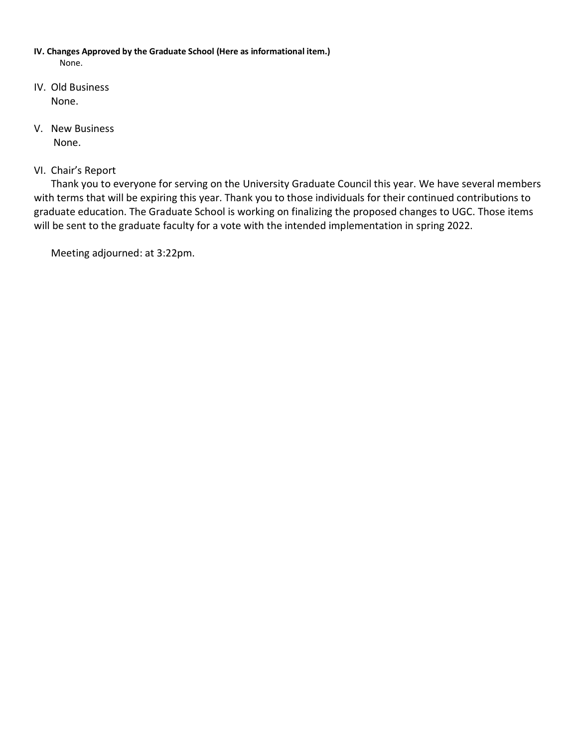**IV. Changes Approved by the Graduate School (Here as informational item.)**

None.

IV. Old Business

None.

V. New Business

None.

VI. Chair's Report

Thank you to everyone for serving on the University Graduate Council this year. We have several members with terms that will be expiring this year. Thank you to those individuals for their continued contributions to graduate education. The Graduate School is working on finalizing the proposed changes to UGC. Those items will be sent to the graduate faculty for a vote with the intended implementation in spring 2022.

Meeting adjourned: at 3:22pm.